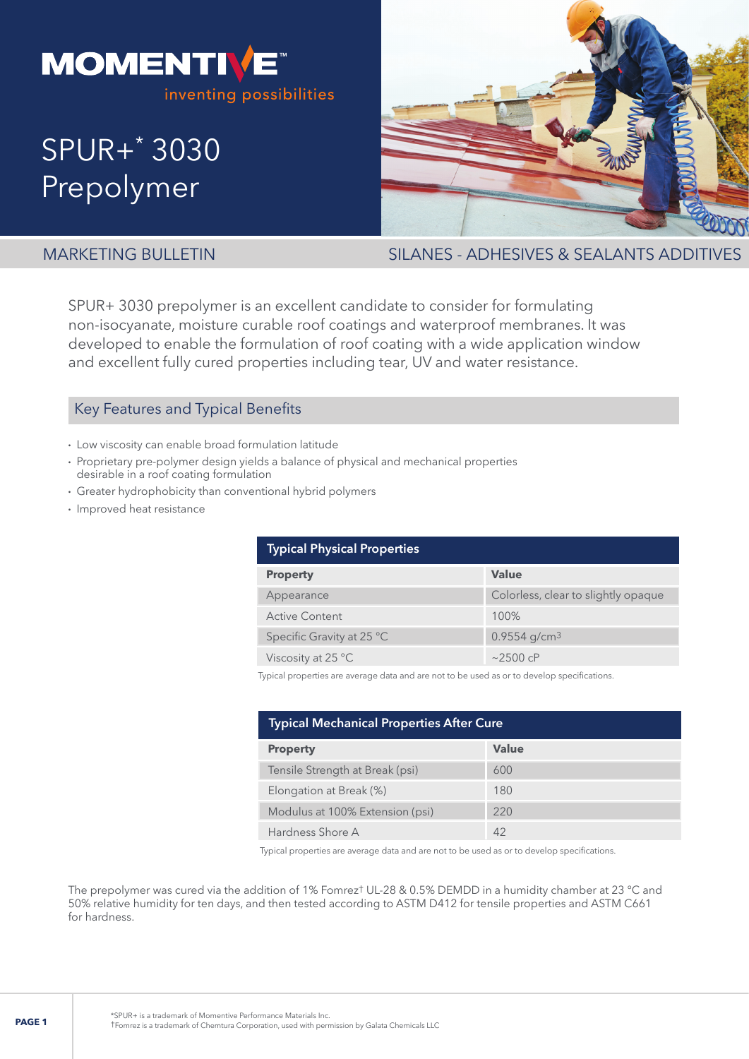MOMENTIVE™

inventing possibilities

# SPUR+* 3030 Prepolymer

MARKETING BULLETIN

SILANES - ADHESIVES & SEALANTS ADDITIVES

SPUR+ 3030 prepolymer is an excellent candidate to consider for formulating non-isocyanate, moisture curable roof coatings and waterproof membranes. It was developed to enable the formulation of roof coating with a wide application window and excellent fully cured properties including tear, UV and water resistance.

## Key Features and Typical Benefits

- Low viscosity can enable broad formulation latitude
- Proprietary pre-polymer design yields a balance of physical and mechanical properties desirable in a roof coating formulation
- Greater hydrophobicity than conventional hybrid polymers
- Improved heat resistance

### Typical Physical Properties

| Property | Value |
| --- | --- |
| Appearance | Colorless, clear to slightly opaque |
| Active Content | 100% |
| Specific Gravity at 25 °C | 0.9554 g/cm$^3$ |
| Viscosity at 25 °C | ~2500 cP |

Typical properties are average data and are not to be used as or to develop specifications.

### Typical Mechanical Properties After Cure

| Property | Value |
| --- | --- |
| Tensile Strength at Break (psi) | 600 |
| Elongation at Break (%) | 180 |
| Modulus at 100% Extension (psi) | 220 |
| Hardness Shore A | 42 |

Typical properties are average data and are not to be used as or to develop specifications.

The prepolymer was cured via the addition of 1% Fomrez† UL-28 & 0.5% DEMDD in a humidity chamber at 23 °C and 50% relative humidity for ten days, and then tested according to ASTM D412 for tensile properties and ASTM C661 for hardness.

*SPUR+ is a trademark of Momentive Performance Materials Inc.
†Fomrez is a trademark of Chemtura Corporation, used with permission by Galata Chemicals LLC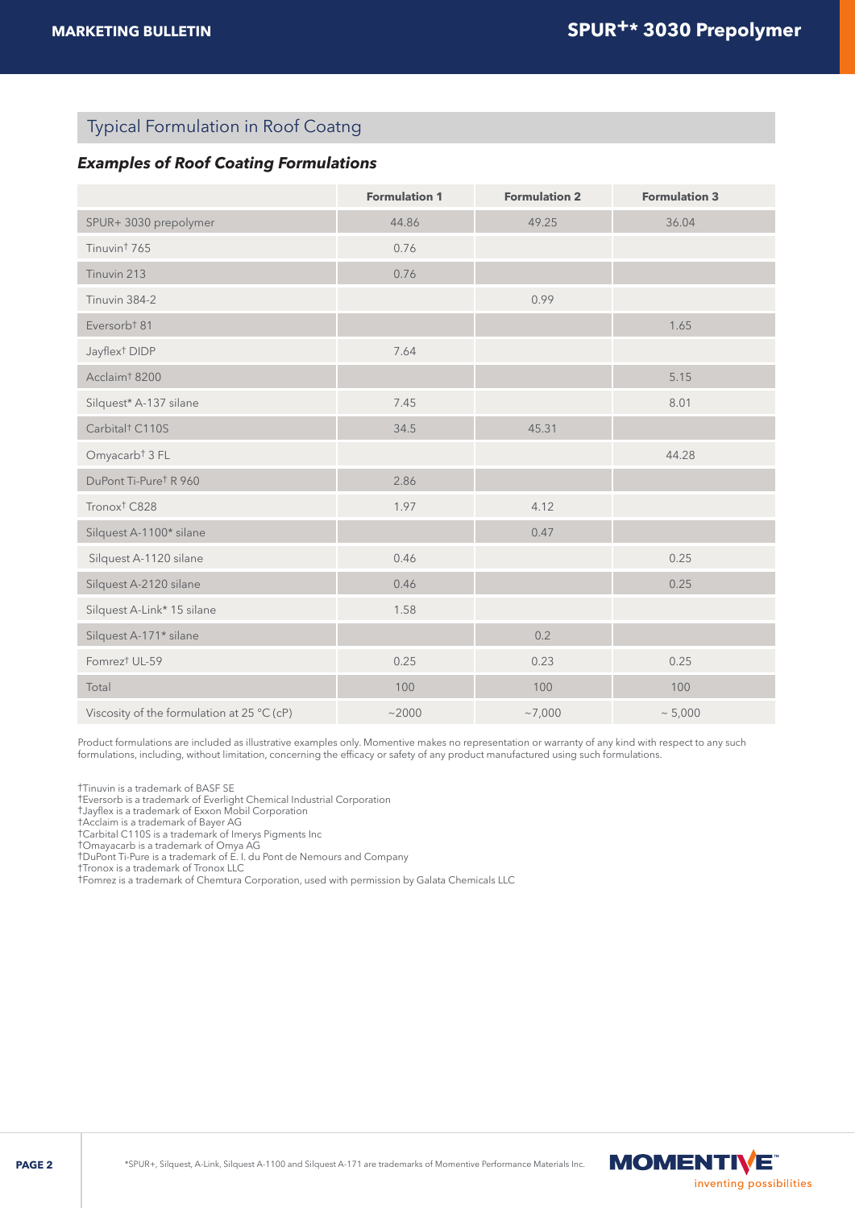## Typical Formulation in Roof Coatng

### *Examples of Roof Coating Formulations*

| | Formulation 1 | Formulation 2 | Formulation 3 |
|---|---|---|---|
| SPUR+ 3030 prepolymer | 44.86 | 49.25 | 36.04 |
| Tinuvin† 765 | 0.76 | | |
| Tinuvin 213 | 0.76 | | |
| Tinuvin 384-2 | | 0.99 | |
| Eversorb† 81 | | | 1.65 |
| Jayflex† DIDP | 7.64 | | |
| Acclaim† 8200 | | | 5.15 |
| Silquest* A-137 silane | 7.45 | | 8.01 |
| Carbital† C110S | 34.5 | 45.31 | |
| Omyacarb† 3 FL | | | 44.28 |
| DuPont Ti-Pure† R 960 | 2.86 | | |
| Tronox† C828 | 1.97 | 4.12 | |
| Silquest A-1100* silane | | 0.47 | |
| Silquest A-1120 silane | 0.46 | | 0.25 |
| Silquest A-2120 silane | 0.46 | | 0.25 |
| Silquest A-Link* 15 silane | 1.58 | | |
| Silquest A-171* silane | | 0.2 | |
| Fomrez† UL-59 | 0.25 | 0.23 | 0.25 |
| Total | 100 | 100 | 100 |
| Viscosity of the formulation at 25 °C (cP) | ~2000 | ~7,000 | ~ 5,000 |

Product formulations are included as illustrative examples only. Momentive makes no representation or warranty of any kind with respect to any such formulations, including, without limitation, concerning the efficacy or safety of any product manufactured using such formulations.

†Tinuvin is a trademark of BASF SE
†Eversorb is a trademark of Everlight Chemical Industrial Corporation
†Jayflex is a trademark of Exxon Mobil Corporation
†Acclaim is a trademark of Bayer AG
†Carbital C110S is a trademark of Imerys Pigments Inc
†Omayacarb is a trademark of Omya AG
†DuPont Ti-Pure is a trademark of E. I. du Pont de Nemours and Company
†Tronox is a trademark of Tronox LLC
†Fomrez is a trademark of Chemtura Corporation, used with permission by Galata Chemicals LLC

*SPUR+, Silquest, A-Link, Silquest A-1100 and Silquest A-171 are trademarks of Momentive Performance Materials Inc.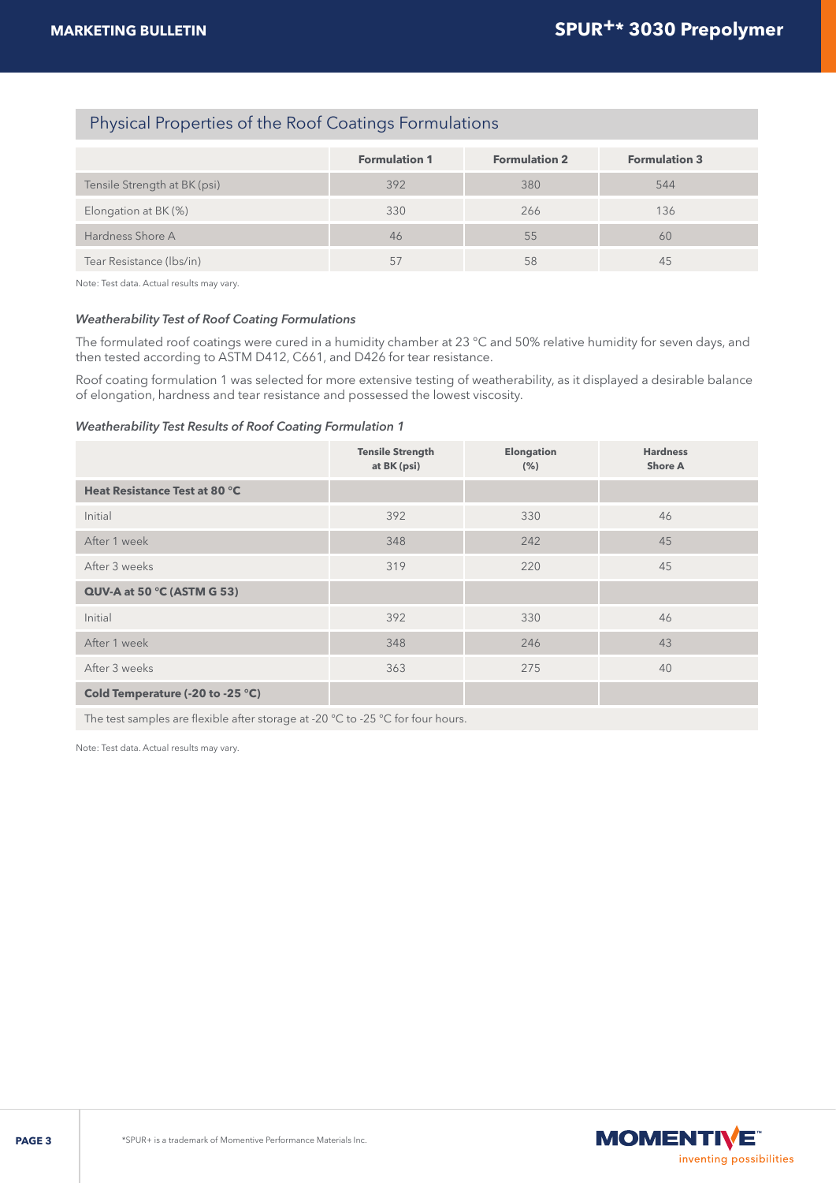## Physical Properties of the Roof Coatings Formulations

| | Formulation 1 | Formulation 2 | Formulation 3 |
|---|---|---|---|
| Tensile Strength at BK (psi) | 392 | 380 | 544 |
| Elongation at BK (%) | 330 | 266 | 136 |
| Hardness Shore A | 46 | 55 | 60 |
| Tear Resistance (lbs/in) | 57 | 58 | 45 |

Note: Test data. Actual results may vary.

### *Weatherability Test of Roof Coating Formulations*

The formulated roof coatings were cured in a humidity chamber at 23 °C and 50% relative humidity for seven days, and then tested according to ASTM D412, C661, and D426 for tear resistance.

Roof coating formulation 1 was selected for more extensive testing of weatherability, as it displayed a desirable balance of elongation, hardness and tear resistance and possessed the lowest viscosity.

### *Weatherability Test Results of Roof Coating Formulation 1*

| | Tensile Strength at BK (psi) | Elongation (%) | Hardness Shore A |
|---|---|---|---|
| **Heat Resistance Test at 80 °C** | | | |
| Initial | 392 | 330 | 46 |
| After 1 week | 348 | 242 | 45 |
| After 3 weeks | 319 | 220 | 45 |
| **QUV-A at 50 °C (ASTM G 53)** | | | |
| Initial | 392 | 330 | 46 |
| After 1 week | 348 | 246 | 43 |
| After 3 weeks | 363 | 275 | 40 |
| **Cold Temperature (-20 to -25 °C)** | | | |
| The test samples are flexible after storage at -20 °C to -25 °C for four hours. | | | |

Note: Test data. Actual results may vary.

*SPUR+ is a trademark of Momentive Performance Materials Inc.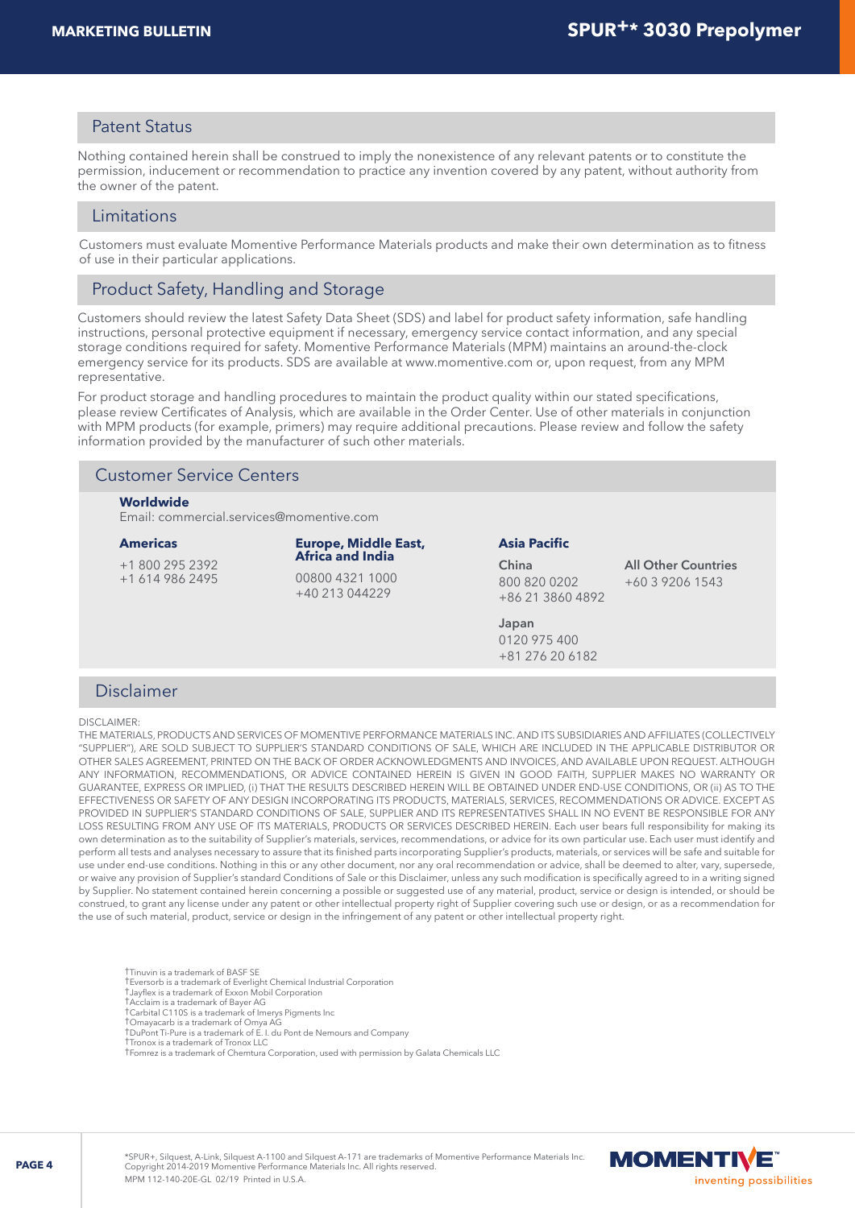## Patent Status

Nothing contained herein shall be construed to imply the nonexistence of any relevant patents or to constitute the permission, inducement or recommendation to practice any invention covered by any patent, without authority from the owner of the patent.

## Limitations

Customers must evaluate Momentive Performance Materials products and make their own determination as to fitness of use in their particular applications.

## Product Safety, Handling and Storage

Customers should review the latest Safety Data Sheet (SDS) and label for product safety information, safe handling instructions, personal protective equipment if necessary, emergency service contact information, and any special storage conditions required for safety. Momentive Performance Materials (MPM) maintains an around-the-clock emergency service for its products. SDS are available at www.momentive.com or, upon request, from any MPM representative.

For product storage and handling procedures to maintain the product quality within our stated specifications, please review Certificates of Analysis, which are available in the Order Center. Use of other materials in conjunction with MPM products (for example, primers) may require additional precautions. Please review and follow the safety information provided by the manufacturer of such other materials.

## Customer Service Centers

**Worldwide**
Email: commercial.services@momentive.com

**Americas**
+1 800 295 2392
+1 614 986 2495

**Europe, Middle East, Africa and India**
00800 4321 1000
+40 213 044229

**Asia Pacific**

**China**
800 820 0202
+86 21 3860 4892

**Japan**
0120 975 400
+81 276 20 6182

**All Other Countries**
+60 3 9206 1543

## Disclaimer

DISCLAIMER:
THE MATERIALS, PRODUCTS AND SERVICES OF MOMENTIVE PERFORMANCE MATERIALS INC. AND ITS SUBSIDIARIES AND AFFILIATES (COLLECTIVELY "SUPPLIER"), ARE SOLD SUBJECT TO SUPPLIER'S STANDARD CONDITIONS OF SALE, WHICH ARE INCLUDED IN THE APPLICABLE DISTRIBUTOR OR OTHER SALES AGREEMENT, PRINTED ON THE BACK OF ORDER ACKNOWLEDGMENTS AND INVOICES, AND AVAILABLE UPON REQUEST. ALTHOUGH ANY INFORMATION, RECOMMENDATIONS, OR ADVICE CONTAINED HEREIN IS GIVEN IN GOOD FAITH, SUPPLIER MAKES NO WARRANTY OR GUARANTEE, EXPRESS OR IMPLIED, (i) THAT THE RESULTS DESCRIBED HEREIN WILL BE OBTAINED UNDER END-USE CONDITIONS, OR (ii) AS TO THE EFFECTIVENESS OR SAFETY OF ANY DESIGN INCORPORATING ITS PRODUCTS, MATERIALS, SERVICES, RECOMMENDATIONS OR ADVICE. EXCEPT AS PROVIDED IN SUPPLIER'S STANDARD CONDITIONS OF SALE, SUPPLIER AND ITS REPRESENTATIVES SHALL IN NO EVENT BE RESPONSIBLE FOR ANY LOSS RESULTING FROM ANY USE OF ITS MATERIALS, PRODUCTS OR SERVICES DESCRIBED HEREIN. Each user bears full responsibility for making its own determination as to the suitability of Supplier's materials, services, recommendations, or advice for its own particular use. Each user must identify and perform all tests and analyses necessary to assure that its finished parts incorporating Supplier's products, materials, or services will be safe and suitable for use under end-use conditions. Nothing in this or any other document, nor any oral recommendation or advice, shall be deemed to alter, vary, supersede, or waive any provision of Supplier's standard Conditions of Sale or this Disclaimer, unless any such modification is specifically agreed to in a writing signed by Supplier. No statement contained herein concerning a possible or suggested use of any material, product, service or design is intended, or should be construed, to grant any license under any patent or other intellectual property right of Supplier covering such use or design, or as a recommendation for the use of such material, product, service or design in the infringement of any patent or other intellectual property right.

†Tinuvin is a trademark of BASF SE
†Eversorb is a trademark of Everlight Chemical Industrial Corporation
†Jayflex is a trademark of Exxon Mobil Corporation
†Acclaim is a trademark of Bayer AG
†Carbital C110S is a trademark of Imerys Pigments Inc
†Omayacarb is a trademark of Omya AG
†DuPont Ti-Pure is a trademark of E. I. du Pont de Nemours and Company
†Tronox is a trademark of Tronox LLC
†Fomrez is a trademark of Chemtura Corporation, used with permission by Galata Chemicals LLC

*SPUR+, Silquest, A-Link, Silquest A-1100 and Silquest A-171 are trademarks of Momentive Performance Materials Inc.
Copyright 2014-2019 Momentive Performance Materials Inc. All rights reserved.
MPM 112-140-20E-GL 02/19 Printed in U.S.A.